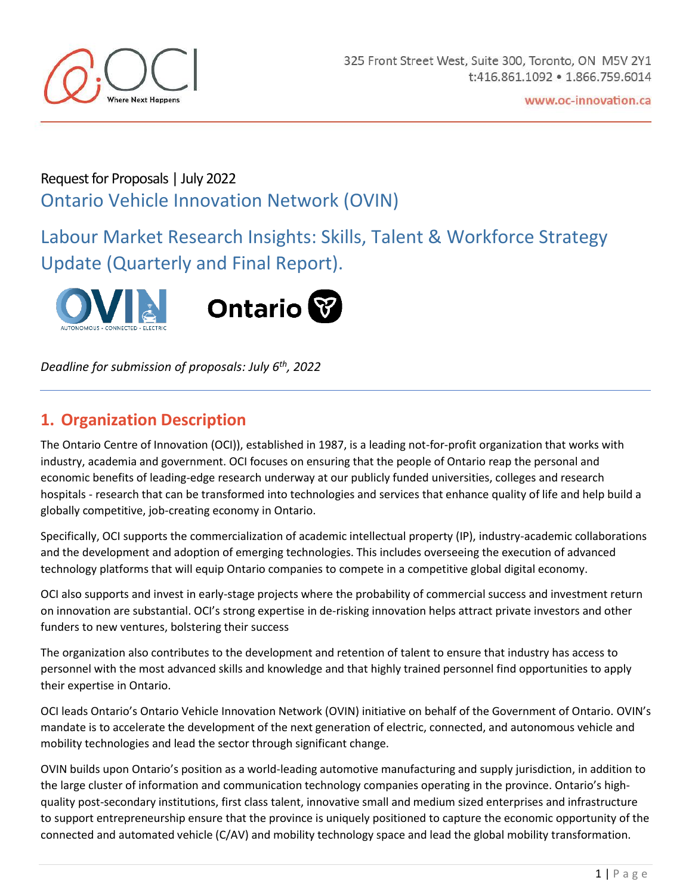325 Front Street West, Suite 300, Toronto, ON M5V 2Y1
t:416.861.1092 • 1.866.759.6014

www.oc-innovation.ca

Request for Proposals | July 2022

# Ontario Vehicle Innovation Network (OVIN)

# Labour Market Research Insights: Skills, Talent & Workforce Strategy Update (Quarterly and Final Report).

*Deadline for submission of proposals: July 6th, 2022*

---

## 1. Organization Description

The Ontario Centre of Innovation (OCI)), established in 1987, is a leading not-for-profit organization that works with industry, academia and government. OCI focuses on ensuring that the people of Ontario reap the personal and economic benefits of leading-edge research underway at our publicly funded universities, colleges and research hospitals - research that can be transformed into technologies and services that enhance quality of life and help build a globally competitive, job-creating economy in Ontario.

Specifically, OCI supports the commercialization of academic intellectual property (IP), industry-academic collaborations and the development and adoption of emerging technologies. This includes overseeing the execution of advanced technology platforms that will equip Ontario companies to compete in a competitive global digital economy.

OCI also supports and invest in early-stage projects where the probability of commercial success and investment return on innovation are substantial. OCI's strong expertise in de-risking innovation helps attract private investors and other funders to new ventures, bolstering their success

The organization also contributes to the development and retention of talent to ensure that industry has access to personnel with the most advanced skills and knowledge and that highly trained personnel find opportunities to apply their expertise in Ontario.

OCI leads Ontario's Ontario Vehicle Innovation Network (OVIN) initiative on behalf of the Government of Ontario. OVIN's mandate is to accelerate the development of the next generation of electric, connected, and autonomous vehicle and mobility technologies and lead the sector through significant change.

OVIN builds upon Ontario's position as a world-leading automotive manufacturing and supply jurisdiction, in addition to the large cluster of information and communication technology companies operating in the province. Ontario's high-quality post-secondary institutions, first class talent, innovative small and medium sized enterprises and infrastructure to support entrepreneurship ensure that the province is uniquely positioned to capture the economic opportunity of the connected and automated vehicle (C/AV) and mobility technology space and lead the global mobility transformation.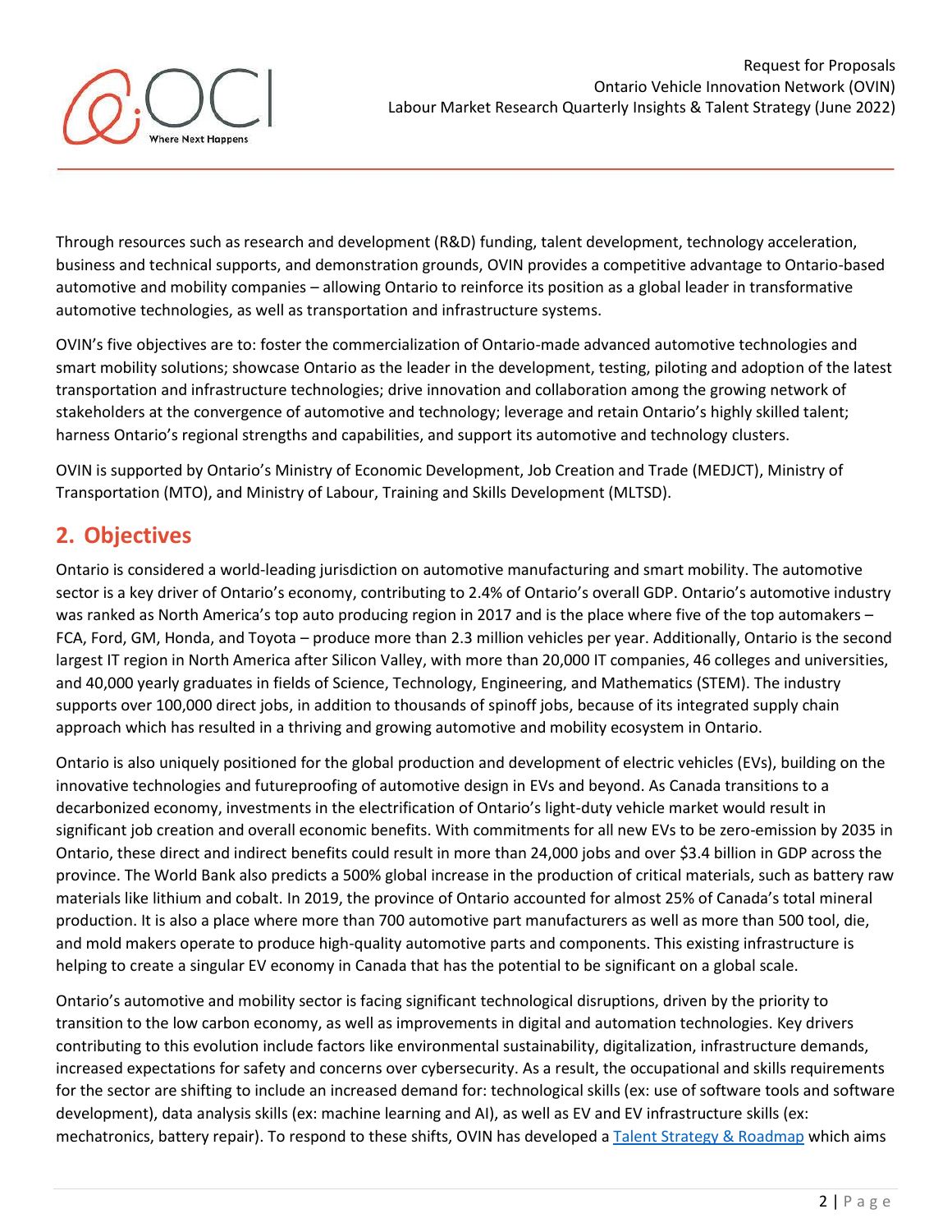Through resources such as research and development (R&D) funding, talent development, technology acceleration, business and technical supports, and demonstration grounds, OVIN provides a competitive advantage to Ontario-based automotive and mobility companies – allowing Ontario to reinforce its position as a global leader in transformative automotive technologies, as well as transportation and infrastructure systems.

OVIN's five objectives are to: foster the commercialization of Ontario-made advanced automotive technologies and smart mobility solutions; showcase Ontario as the leader in the development, testing, piloting and adoption of the latest transportation and infrastructure technologies; drive innovation and collaboration among the growing network of stakeholders at the convergence of automotive and technology; leverage and retain Ontario's highly skilled talent; harness Ontario's regional strengths and capabilities, and support its automotive and technology clusters.

OVIN is supported by Ontario's Ministry of Economic Development, Job Creation and Trade (MEDJCT), Ministry of Transportation (MTO), and Ministry of Labour, Training and Skills Development (MLTSD).

## 2. Objectives

Ontario is considered a world-leading jurisdiction on automotive manufacturing and smart mobility. The automotive sector is a key driver of Ontario's economy, contributing to 2.4% of Ontario's overall GDP. Ontario's automotive industry was ranked as North America's top auto producing region in 2017 and is the place where five of the top automakers – FCA, Ford, GM, Honda, and Toyota – produce more than 2.3 million vehicles per year. Additionally, Ontario is the second largest IT region in North America after Silicon Valley, with more than 20,000 IT companies, 46 colleges and universities, and 40,000 yearly graduates in fields of Science, Technology, Engineering, and Mathematics (STEM). The industry supports over 100,000 direct jobs, in addition to thousands of spinoff jobs, because of its integrated supply chain approach which has resulted in a thriving and growing automotive and mobility ecosystem in Ontario.

Ontario is also uniquely positioned for the global production and development of electric vehicles (EVs), building on the innovative technologies and futureproofing of automotive design in EVs and beyond. As Canada transitions to a decarbonized economy, investments in the electrification of Ontario's light-duty vehicle market would result in significant job creation and overall economic benefits. With commitments for all new EVs to be zero-emission by 2035 in Ontario, these direct and indirect benefits could result in more than 24,000 jobs and over $3.4 billion in GDP across the province. The World Bank also predicts a 500% global increase in the production of critical materials, such as battery raw materials like lithium and cobalt. In 2019, the province of Ontario accounted for almost 25% of Canada's total mineral production. It is also a place where more than 700 automotive part manufacturers as well as more than 500 tool, die, and mold makers operate to produce high-quality automotive parts and components. This existing infrastructure is helping to create a singular EV economy in Canada that has the potential to be significant on a global scale.

Ontario's automotive and mobility sector is facing significant technological disruptions, driven by the priority to transition to the low carbon economy, as well as improvements in digital and automation technologies. Key drivers contributing to this evolution include factors like environmental sustainability, digitalization, infrastructure demands, increased expectations for safety and concerns over cybersecurity. As a result, the occupational and skills requirements for the sector are shifting to include an increased demand for: technological skills (ex: use of software tools and software development), data analysis skills (ex: machine learning and AI), as well as EV and EV infrastructure skills (ex: mechatronics, battery repair). To respond to these shifts, OVIN has developed a Talent Strategy & Roadmap which aims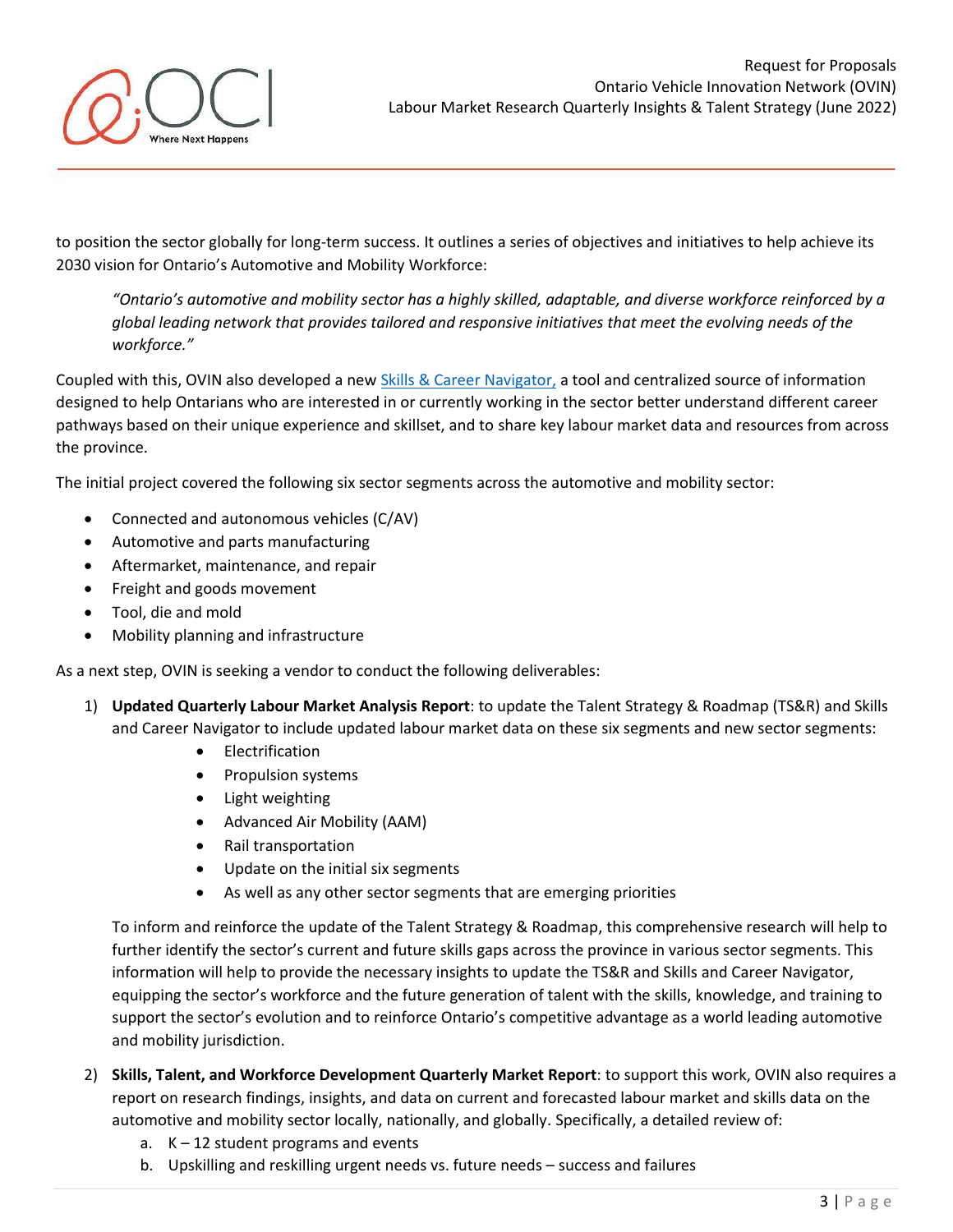to position the sector globally for long-term success. It outlines a series of objectives and initiatives to help achieve its 2030 vision for Ontario's Automotive and Mobility Workforce:

> *"Ontario's automotive and mobility sector has a highly skilled, adaptable, and diverse workforce reinforced by a global leading network that provides tailored and responsive initiatives that meet the evolving needs of the workforce."*

Coupled with this, OVIN also developed a new [Skills & Career Navigator,](#) a tool and centralized source of information designed to help Ontarians who are interested in or currently working in the sector better understand different career pathways based on their unique experience and skillset, and to share key labour market data and resources from across the province.

The initial project covered the following six sector segments across the automotive and mobility sector:

- Connected and autonomous vehicles (C/AV)
- Automotive and parts manufacturing
- Aftermarket, maintenance, and repair
- Freight and goods movement
- Tool, die and mold
- Mobility planning and infrastructure

As a next step, OVIN is seeking a vendor to conduct the following deliverables:

1) **Updated Quarterly Labour Market Analysis Report**: to update the Talent Strategy & Roadmap (TS&R) and Skills and Career Navigator to include updated labour market data on these six segments and new sector segments:
    - Electrification
    - Propulsion systems
    - Light weighting
    - Advanced Air Mobility (AAM)
    - Rail transportation
    - Update on the initial six segments
    - As well as any other sector segments that are emerging priorities

    To inform and reinforce the update of the Talent Strategy & Roadmap, this comprehensive research will help to further identify the sector's current and future skills gaps across the province in various sector segments. This information will help to provide the necessary insights to update the TS&R and Skills and Career Navigator, equipping the sector's workforce and the future generation of talent with the skills, knowledge, and training to support the sector's evolution and to reinforce Ontario's competitive advantage as a world leading automotive and mobility jurisdiction.

2) **Skills, Talent, and Workforce Development Quarterly Market Report**: to support this work, OVIN also requires a report on research findings, insights, and data on current and forecasted labour market and skills data on the automotive and mobility sector locally, nationally, and globally. Specifically, a detailed review of:
    a. K – 12 student programs and events
    b. Upskilling and reskilling urgent needs vs. future needs – success and failures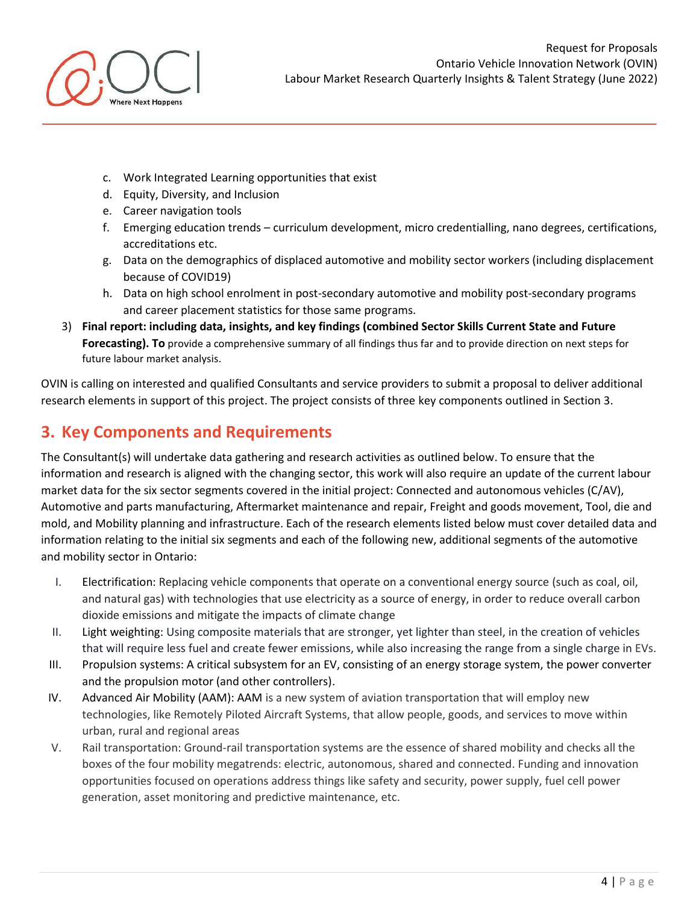c. Work Integrated Learning opportunities that exist
   d. Equity, Diversity, and Inclusion
   e. Career navigation tools
   f. Emerging education trends – curriculum development, micro credentialling, nano degrees, certifications, accreditations etc.
   g. Data on the demographics of displaced automotive and mobility sector workers (including displacement because of COVID19)
   h. Data on high school enrolment in post-secondary automotive and mobility post-secondary programs and career placement statistics for those same programs.

3) **Final report: including data, insights, and key findings (combined Sector Skills Current State and Future Forecasting). To** provide a comprehensive summary of all findings thus far and to provide direction on next steps for future labour market analysis.

OVIN is calling on interested and qualified Consultants and service providers to submit a proposal to deliver additional research elements in support of this project. The project consists of three key components outlined in Section 3.

## 3. Key Components and Requirements

The Consultant(s) will undertake data gathering and research activities as outlined below. To ensure that the information and research is aligned with the changing sector, this work will also require an update of the current labour market data for the six sector segments covered in the initial project: Connected and autonomous vehicles (C/AV), Automotive and parts manufacturing, Aftermarket maintenance and repair, Freight and goods movement, Tool, die and mold, and Mobility planning and infrastructure. Each of the research elements listed below must cover detailed data and information relating to the initial six segments and each of the following new, additional segments of the automotive and mobility sector in Ontario:

I. Electrification: Replacing vehicle components that operate on a conventional energy source (such as coal, oil, and natural gas) with technologies that use electricity as a source of energy, in order to reduce overall carbon dioxide emissions and mitigate the impacts of climate change

II. Light weighting: Using composite materials that are stronger, yet lighter than steel, in the creation of vehicles that will require less fuel and create fewer emissions, while also increasing the range from a single charge in EVs.

III. Propulsion systems: A critical subsystem for an EV, consisting of an energy storage system, the power converter and the propulsion motor (and other controllers).

IV. Advanced Air Mobility (AAM): AAM is a new system of aviation transportation that will employ new technologies, like Remotely Piloted Aircraft Systems, that allow people, goods, and services to move within urban, rural and regional areas

V. Rail transportation: Ground-rail transportation systems are the essence of shared mobility and checks all the boxes of the four mobility megatrends: electric, autonomous, shared and connected. Funding and innovation opportunities focused on operations address things like safety and security, power supply, fuel cell power generation, asset monitoring and predictive maintenance, etc.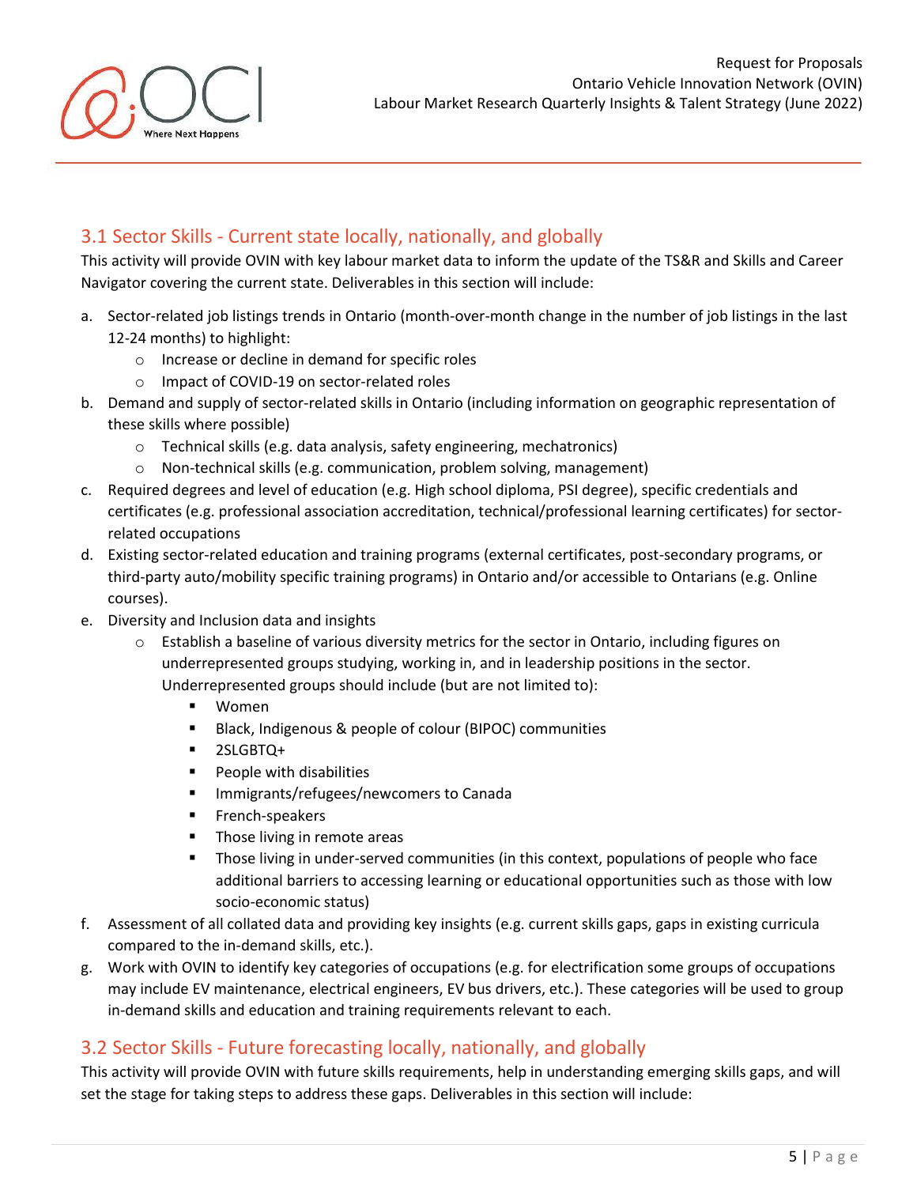## 3.1 Sector Skills - Current state locally, nationally, and globally

This activity will provide OVIN with key labour market data to inform the update of the TS&R and Skills and Career Navigator covering the current state. Deliverables in this section will include:

a. Sector-related job listings trends in Ontario (month-over-month change in the number of job listings in the last 12-24 months) to highlight:
   - Increase or decline in demand for specific roles
   - Impact of COVID-19 on sector-related roles

b. Demand and supply of sector-related skills in Ontario (including information on geographic representation of these skills where possible)
   - Technical skills (e.g. data analysis, safety engineering, mechatronics)
   - Non-technical skills (e.g. communication, problem solving, management)

c. Required degrees and level of education (e.g. High school diploma, PSI degree), specific credentials and certificates (e.g. professional association accreditation, technical/professional learning certificates) for sector-related occupations

d. Existing sector-related education and training programs (external certificates, post-secondary programs, or third-party auto/mobility specific training programs) in Ontario and/or accessible to Ontarians (e.g. Online courses).

e. Diversity and Inclusion data and insights
   - Establish a baseline of various diversity metrics for the sector in Ontario, including figures on underrepresented groups studying, working in, and in leadership positions in the sector. Underrepresented groups should include (but are not limited to):
     - Women
     - Black, Indigenous & people of colour (BIPOC) communities
     - 2SLGBTQ+
     - People with disabilities
     - Immigrants/refugees/newcomers to Canada
     - French-speakers
     - Those living in remote areas
     - Those living in under-served communities (in this context, populations of people who face additional barriers to accessing learning or educational opportunities such as those with low socio-economic status)

f. Assessment of all collated data and providing key insights (e.g. current skills gaps, gaps in existing curricula compared to the in-demand skills, etc.).

g. Work with OVIN to identify key categories of occupations (e.g. for electrification some groups of occupations may include EV maintenance, electrical engineers, EV bus drivers, etc.). These categories will be used to group in-demand skills and education and training requirements relevant to each.

## 3.2 Sector Skills - Future forecasting locally, nationally, and globally

This activity will provide OVIN with future skills requirements, help in understanding emerging skills gaps, and will set the stage for taking steps to address these gaps. Deliverables in this section will include: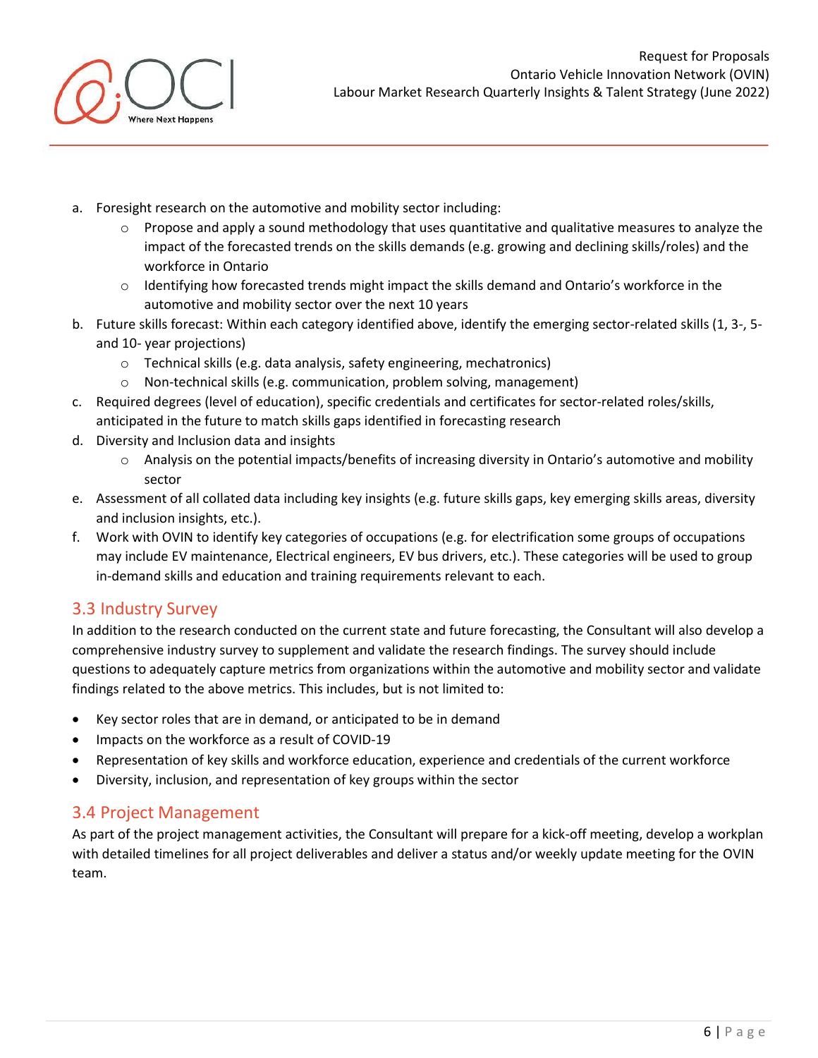a. Foresight research on the automotive and mobility sector including:
    - Propose and apply a sound methodology that uses quantitative and qualitative measures to analyze the impact of the forecasted trends on the skills demands (e.g. growing and declining skills/roles) and the workforce in Ontario
    - Identifying how forecasted trends might impact the skills demand and Ontario's workforce in the automotive and mobility sector over the next 10 years

b. Future skills forecast: Within each category identified above, identify the emerging sector-related skills (1, 3-, 5- and 10- year projections)
    - Technical skills (e.g. data analysis, safety engineering, mechatronics)
    - Non-technical skills (e.g. communication, problem solving, management)

c. Required degrees (level of education), specific credentials and certificates for sector-related roles/skills, anticipated in the future to match skills gaps identified in forecasting research

d. Diversity and Inclusion data and insights
    - Analysis on the potential impacts/benefits of increasing diversity in Ontario's automotive and mobility sector

e. Assessment of all collated data including key insights (e.g. future skills gaps, key emerging skills areas, diversity and inclusion insights, etc.).

f. Work with OVIN to identify key categories of occupations (e.g. for electrification some groups of occupations may include EV maintenance, Electrical engineers, EV bus drivers, etc.). These categories will be used to group in-demand skills and education and training requirements relevant to each.

## 3.3 Industry Survey

In addition to the research conducted on the current state and future forecasting, the Consultant will also develop a comprehensive industry survey to supplement and validate the research findings. The survey should include questions to adequately capture metrics from organizations within the automotive and mobility sector and validate findings related to the above metrics. This includes, but is not limited to:

- Key sector roles that are in demand, or anticipated to be in demand
- Impacts on the workforce as a result of COVID-19
- Representation of key skills and workforce education, experience and credentials of the current workforce
- Diversity, inclusion, and representation of key groups within the sector

## 3.4 Project Management

As part of the project management activities, the Consultant will prepare for a kick-off meeting, develop a workplan with detailed timelines for all project deliverables and deliver a status and/or weekly update meeting for the OVIN team.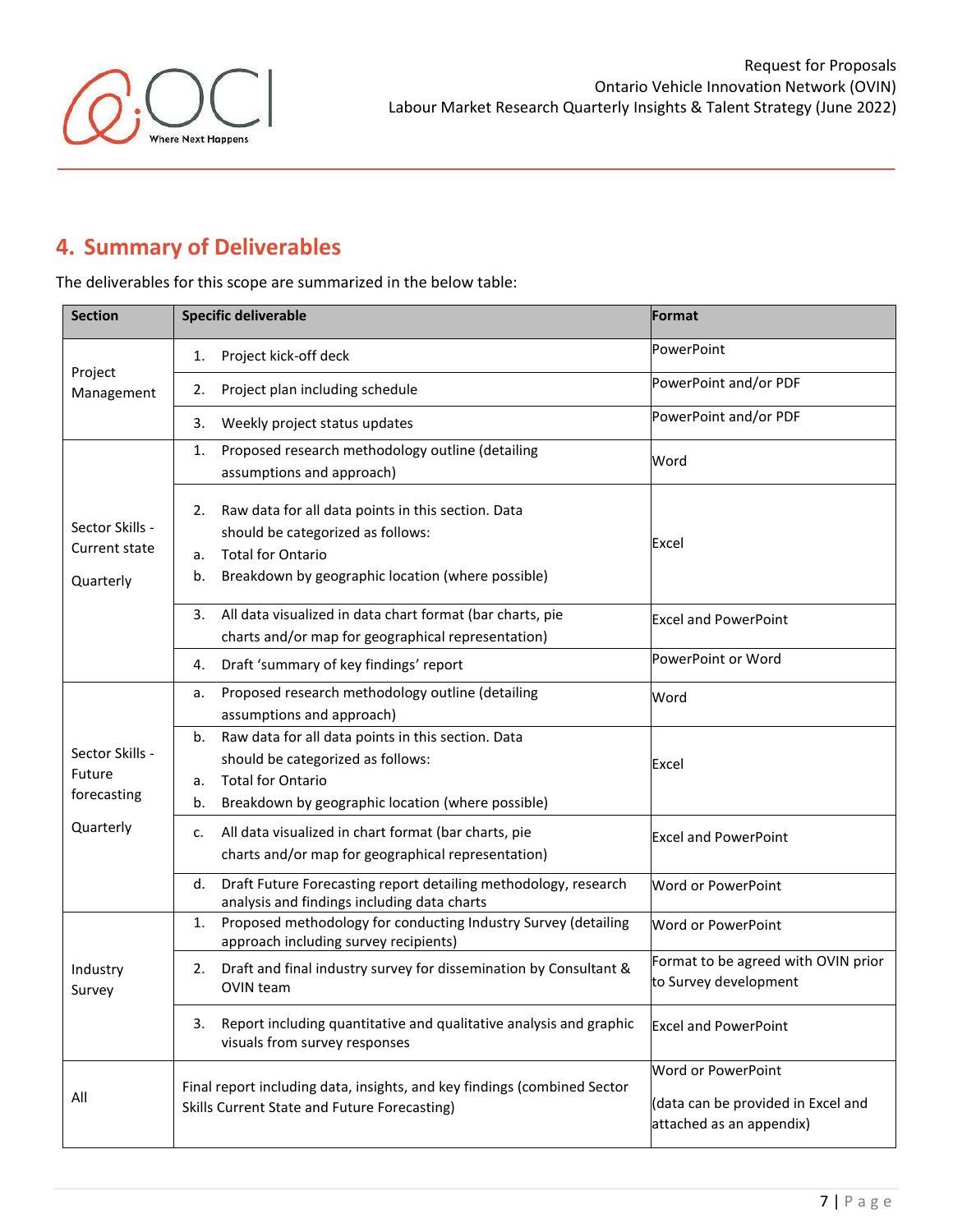## 4. Summary of Deliverables

The deliverables for this scope are summarized in the below table:

| Section | Specific deliverable | Format |
|---|---|---|
| Project Management | 1. Project kick-off deck | PowerPoint |
| | 2. Project plan including schedule | PowerPoint and/or PDF |
| | 3. Weekly project status updates | PowerPoint and/or PDF |
| Sector Skills - Current state<br><br>Quarterly | 1. Proposed research methodology outline (detailing assumptions and approach) | Word |
| | 2. Raw data for all data points in this section. Data should be categorized as follows:<br>a. Total for Ontario<br>b. Breakdown by geographic location (where possible) | Excel |
| | 3. All data visualized in data chart format (bar charts, pie charts and/or map for geographical representation) | Excel and PowerPoint |
| | 4. Draft 'summary of key findings' report | PowerPoint or Word |
| Sector Skills - Future forecasting<br><br>Quarterly | a. Proposed research methodology outline (detailing assumptions and approach) | Word |
| | b. Raw data for all data points in this section. Data should be categorized as follows:<br>a. Total for Ontario<br>b. Breakdown by geographic location (where possible) | Excel |
| | c. All data visualized in chart format (bar charts, pie charts and/or map for geographical representation) | Excel and PowerPoint |
| | d. Draft Future Forecasting report detailing methodology, research analysis and findings including data charts | Word or PowerPoint |
| Industry Survey | 1. Proposed methodology for conducting Industry Survey (detailing approach including survey recipients) | Word or PowerPoint |
| | 2. Draft and final industry survey for dissemination by Consultant & OVIN team | Format to be agreed with OVIN prior to Survey development |
| | 3. Report including quantitative and qualitative analysis and graphic visuals from survey responses | Excel and PowerPoint |
| All | Final report including data, insights, and key findings (combined Sector Skills Current State and Future Forecasting) | Word or PowerPoint<br><br>(data can be provided in Excel and attached as an appendix) |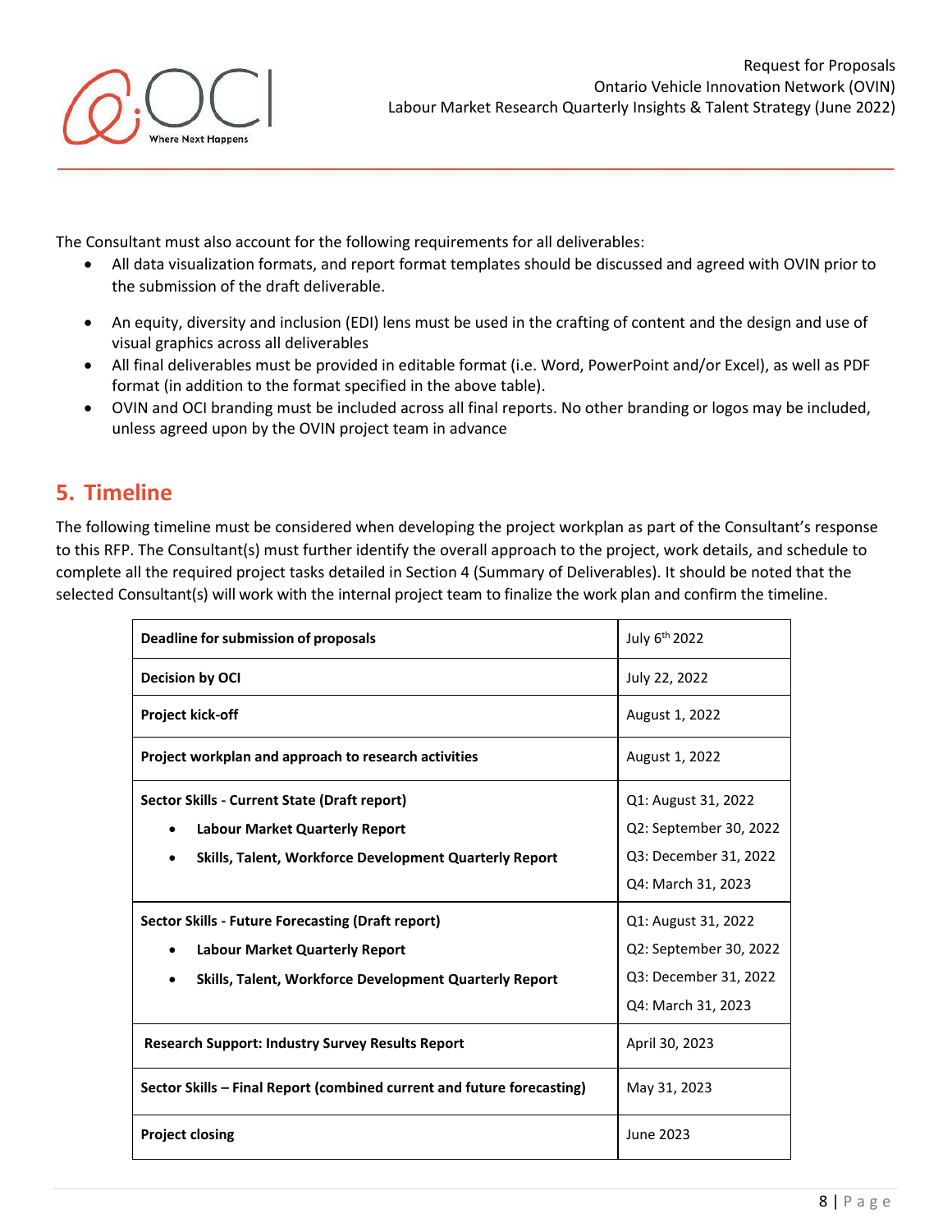The Consultant must also account for the following requirements for all deliverables:

- All data visualization formats, and report format templates should be discussed and agreed with OVIN prior to the submission of the draft deliverable.
- An equity, diversity and inclusion (EDI) lens must be used in the crafting of content and the design and use of visual graphics across all deliverables
- All final deliverables must be provided in editable format (i.e. Word, PowerPoint and/or Excel), as well as PDF format (in addition to the format specified in the above table).
- OVIN and OCI branding must be included across all final reports. No other branding or logos may be included, unless agreed upon by the OVIN project team in advance

## 5. Timeline

The following timeline must be considered when developing the project workplan as part of the Consultant's response to this RFP. The Consultant(s) must further identify the overall approach to the project, work details, and schedule to complete all the required project tasks detailed in Section 4 (Summary of Deliverables). It should be noted that the selected Consultant(s) will work with the internal project team to finalize the work plan and confirm the timeline.

| | |
|---|---|
| **Deadline for submission of proposals** | July 6th 2022 |
| **Decision by OCI** | July 22, 2022 |
| **Project kick-off** | August 1, 2022 |
| **Project workplan and approach to research activities** | August 1, 2022 |
| **Sector Skills - Current State (Draft report)**<br>• **Labour Market Quarterly Report**<br>• **Skills, Talent, Workforce Development Quarterly Report** | Q1: August 31, 2022<br>Q2: September 30, 2022<br>Q3: December 31, 2022<br>Q4: March 31, 2023 |
| **Sector Skills - Future Forecasting (Draft report)**<br>• **Labour Market Quarterly Report**<br>• **Skills, Talent, Workforce Development Quarterly Report** | Q1: August 31, 2022<br>Q2: September 30, 2022<br>Q3: December 31, 2022<br>Q4: March 31, 2023 |
| **Research Support: Industry Survey Results Report** | April 30, 2023 |
| **Sector Skills – Final Report (combined current and future forecasting)** | May 31, 2023 |
| **Project closing** | June 2023 |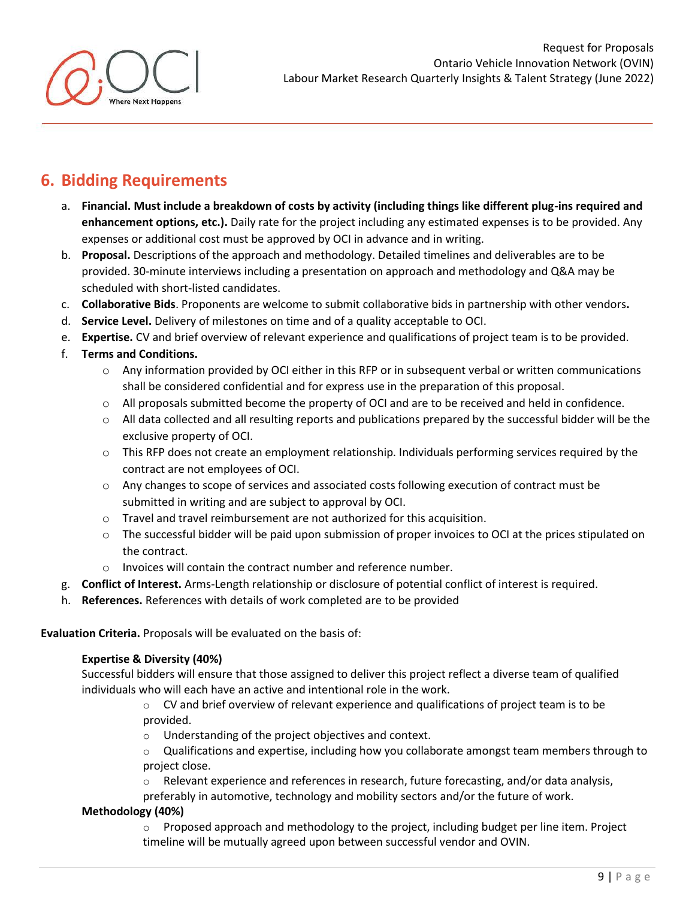## 6. Bidding Requirements

a. **Financial. Must include a breakdown of costs by activity (including things like different plug-ins required and enhancement options, etc.).** Daily rate for the project including any estimated expenses is to be provided. Any expenses or additional cost must be approved by OCI in advance and in writing.
b. **Proposal.** Descriptions of the approach and methodology. Detailed timelines and deliverables are to be provided. 30-minute interviews including a presentation on approach and methodology and Q&A may be scheduled with short-listed candidates.
c. **Collaborative Bids**. Proponents are welcome to submit collaborative bids in partnership with other vendors**.**
d. **Service Level.** Delivery of milestones on time and of a quality acceptable to OCI.
e. **Expertise.** CV and brief overview of relevant experience and qualifications of project team is to be provided.
f. **Terms and Conditions.**
   - Any information provided by OCI either in this RFP or in subsequent verbal or written communications shall be considered confidential and for express use in the preparation of this proposal.
   - All proposals submitted become the property of OCI and are to be received and held in confidence.
   - All data collected and all resulting reports and publications prepared by the successful bidder will be the exclusive property of OCI.
   - This RFP does not create an employment relationship. Individuals performing services required by the contract are not employees of OCI.
   - Any changes to scope of services and associated costs following execution of contract must be submitted in writing and are subject to approval by OCI.
   - Travel and travel reimbursement are not authorized for this acquisition.
   - The successful bidder will be paid upon submission of proper invoices to OCI at the prices stipulated on the contract.
   - Invoices will contain the contract number and reference number.
g. **Conflict of Interest.** Arms-Length relationship or disclosure of potential conflict of interest is required.
h. **References.** References with details of work completed are to be provided

**Evaluation Criteria.** Proposals will be evaluated on the basis of:

**Expertise & Diversity (40%)**
Successful bidders will ensure that those assigned to deliver this project reflect a diverse team of qualified individuals who will each have an active and intentional role in the work.

- CV and brief overview of relevant experience and qualifications of project team is to be provided.
- Understanding of the project objectives and context.
- Qualifications and expertise, including how you collaborate amongst team members through to project close.
- Relevant experience and references in research, future forecasting, and/or data analysis, preferably in automotive, technology and mobility sectors and/or the future of work.

**Methodology (40%)**

- Proposed approach and methodology to the project, including budget per line item. Project timeline will be mutually agreed upon between successful vendor and OVIN.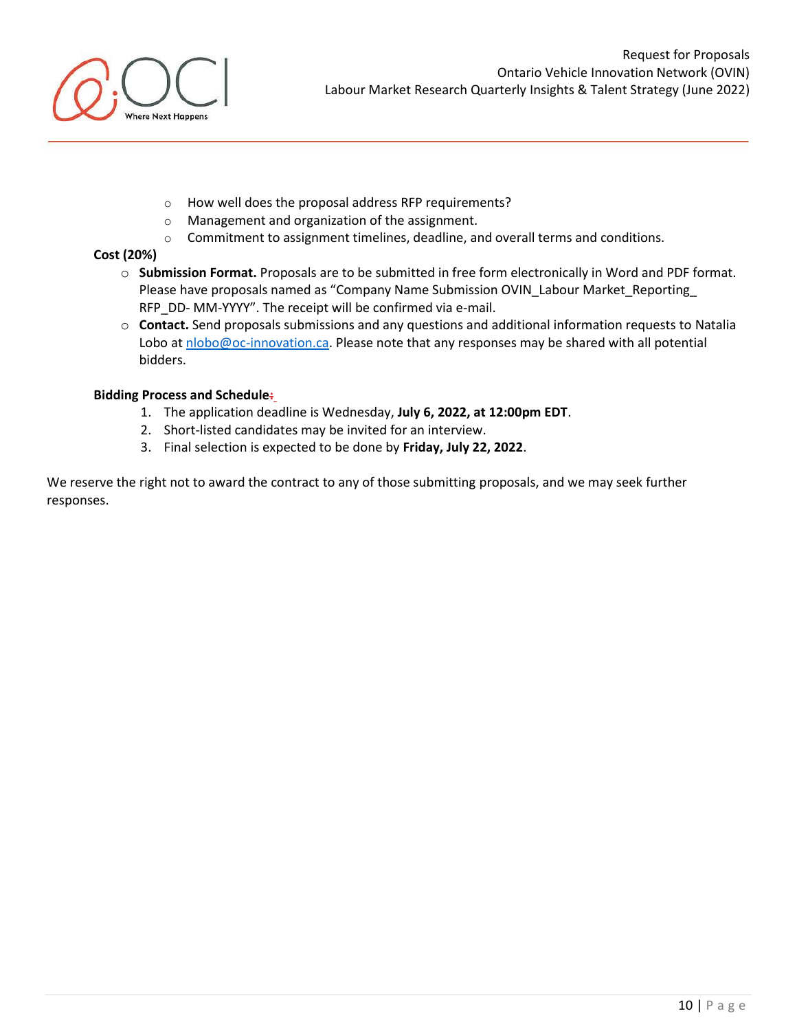- How well does the proposal address RFP requirements?
- Management and organization of the assignment.
- Commitment to assignment timelines, deadline, and overall terms and conditions.

**Cost (20%)**

- **Submission Format.** Proposals are to be submitted in free form electronically in Word and PDF format. Please have proposals named as "Company Name Submission OVIN_Labour Market_Reporting_ RFP_DD- MM-YYYY". The receipt will be confirmed via e-mail.
- **Contact.** Send proposals submissions and any questions and additional information requests to Natalia Lobo at nlobo@oc-innovation.ca. Please note that any responses may be shared with all potential bidders.

**Bidding Process and Schedule:**

1. The application deadline is Wednesday, **July 6, 2022, at 12:00pm EDT**.
2. Short-listed candidates may be invited for an interview.
3. Final selection is expected to be done by **Friday, July 22, 2022**.

We reserve the right not to award the contract to any of those submitting proposals, and we may seek further responses.